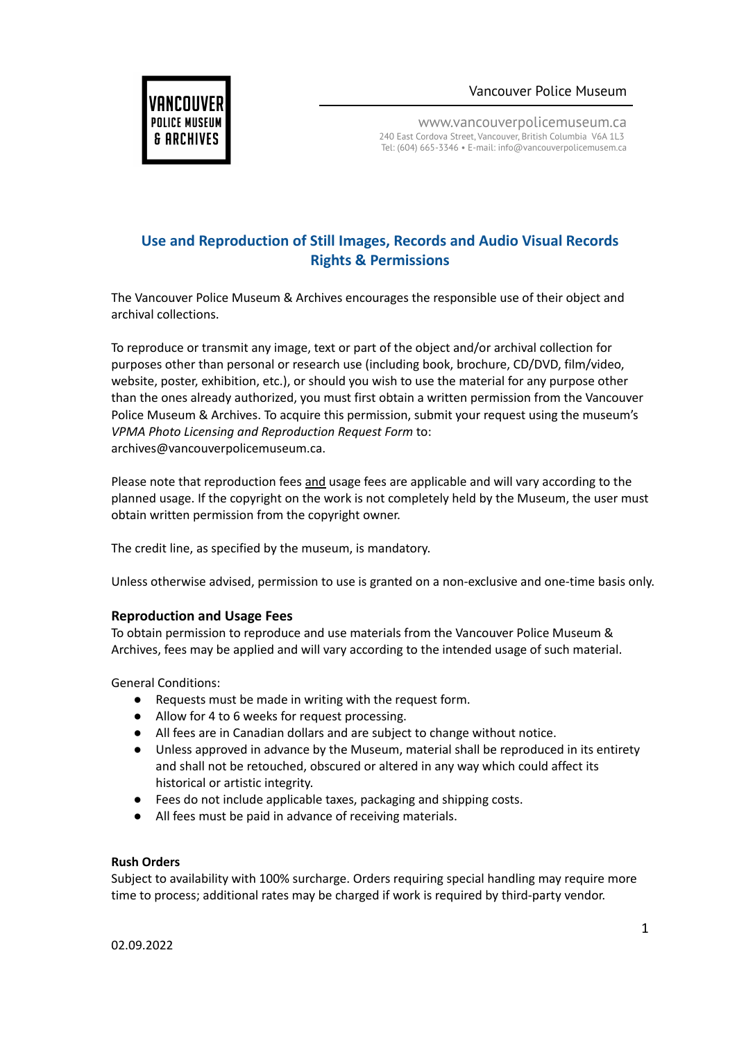Vancouver Police Museum

www.vancouverpolicemuseum.ca
240 East Cordova Street, Vancouver, British Columbia V6A 1L3
Tel: (604) 665-3346 • E-mail: info@vancouverpolicemusem.ca

## Use and Reproduction of Still Images, Records and Audio Visual Records
## Rights & Permissions

The Vancouver Police Museum & Archives encourages the responsible use of their object and archival collections.

To reproduce or transmit any image, text or part of the object and/or archival collection for purposes other than personal or research use (including book, brochure, CD/DVD, film/video, website, poster, exhibition, etc.), or should you wish to use the material for any purpose other than the ones already authorized, you must first obtain a written permission from the Vancouver Police Museum & Archives. To acquire this permission, submit your request using the museum's *VPMA Photo Licensing and Reproduction Request Form* to: archives@vancouverpolicemuseum.ca.

Please note that reproduction fees and usage fees are applicable and will vary according to the planned usage. If the copyright on the work is not completely held by the Museum, the user must obtain written permission from the copyright owner.

The credit line, as specified by the museum, is mandatory.

Unless otherwise advised, permission to use is granted on a non-exclusive and one-time basis only.

### Reproduction and Usage Fees

To obtain permission to reproduce and use materials from the Vancouver Police Museum & Archives, fees may be applied and will vary according to the intended usage of such material.

General Conditions:

- Requests must be made in writing with the request form.
- Allow for 4 to 6 weeks for request processing.
- All fees are in Canadian dollars and are subject to change without notice.
- Unless approved in advance by the Museum, material shall be reproduced in its entirety and shall not be retouched, obscured or altered in any way which could affect its historical or artistic integrity.
- Fees do not include applicable taxes, packaging and shipping costs.
- All fees must be paid in advance of receiving materials.

**Rush Orders**

Subject to availability with 100% surcharge. Orders requiring special handling may require more time to process; additional rates may be charged if work is required by third-party vendor.

02.09.2022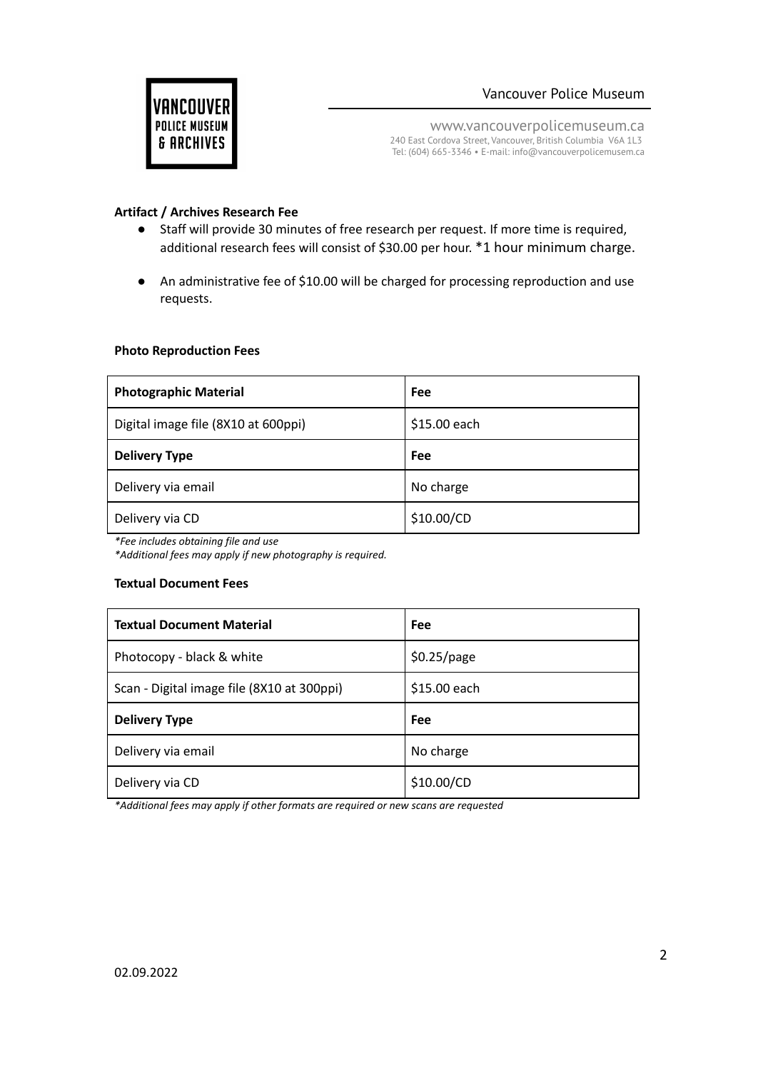**Artifact / Archives Research Fee**

- Staff will provide 30 minutes of free research per request. If more time is required, additional research fees will consist of $30.00 per hour. *1 hour minimum charge.
- An administrative fee of $10.00 will be charged for processing reproduction and use requests.

**Photo Reproduction Fees**

| **Photographic Material** | **Fee** |
|---|---|
| Digital image file (8X10 at 600ppi) | $15.00 each |
| **Delivery Type** | **Fee** |
| Delivery via email | No charge |
| Delivery via CD | $10.00/CD |

*\*Fee includes obtaining file and use*
*\*Additional fees may apply if new photography is required.*

**Textual Document Fees**

| **Textual Document Material** | **Fee** |
|---|---|
| Photocopy - black & white | $0.25/page |
| Scan - Digital image file (8X10 at 300ppi) | $15.00 each |
| **Delivery Type** | **Fee** |
| Delivery via email | No charge |
| Delivery via CD | $10.00/CD |

*\*Additional fees may apply if other formats are required or new scans are requested*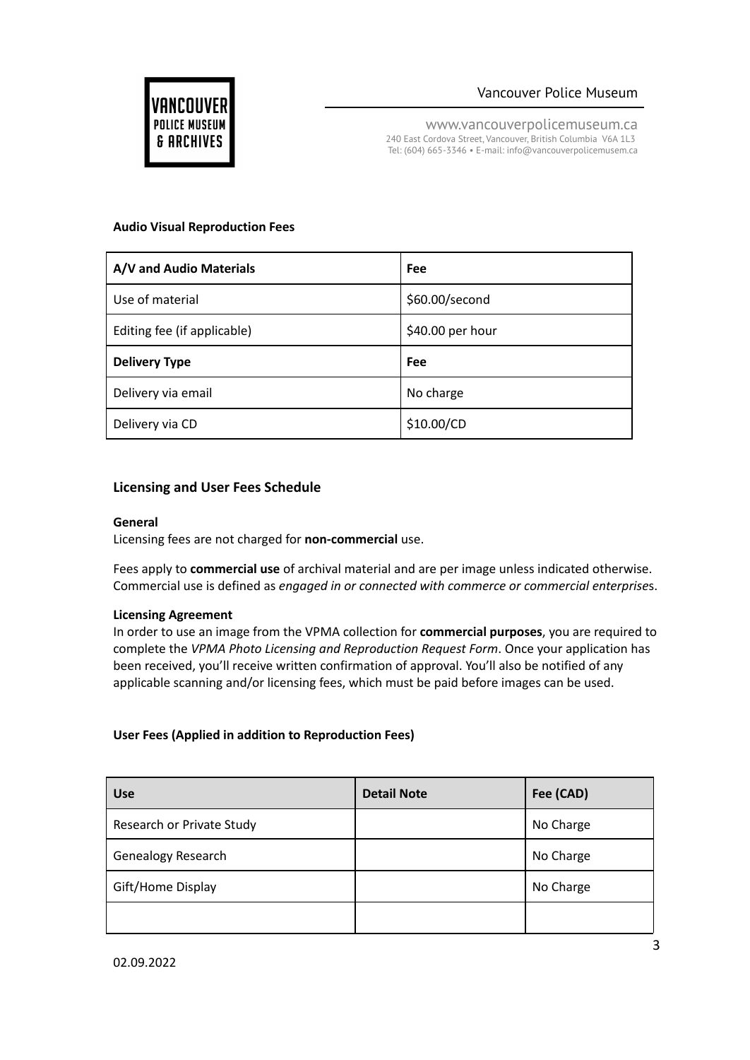**Audio Visual Reproduction Fees**

| A/V and Audio Materials | Fee |
| --- | --- |
| Use of material | $60.00/second |
| Editing fee (if applicable) | $40.00 per hour |
| **Delivery Type** | **Fee** |
| Delivery via email | No charge |
| Delivery via CD | $10.00/CD |

## Licensing and User Fees Schedule

**General**

Licensing fees are not charged for **non-commercial** use.

Fees apply to **commercial use** of archival material and are per image unless indicated otherwise. Commercial use is defined as *engaged in or connected with commerce or commercial enterprise*s.

**Licensing Agreement**

In order to use an image from the VPMA collection for **commercial purposes**, you are required to complete the *VPMA Photo Licensing and Reproduction Request Form*. Once your application has been received, you'll receive written confirmation of approval. You'll also be notified of any applicable scanning and/or licensing fees, which must be paid before images can be used.

**User Fees (Applied in addition to Reproduction Fees)**

| Use | Detail Note | Fee (CAD) |
| --- | --- | --- |
| Research or Private Study | | No Charge |
| Genealogy Research | | No Charge |
| Gift/Home Display | | No Charge |
| | | |

02.09.2022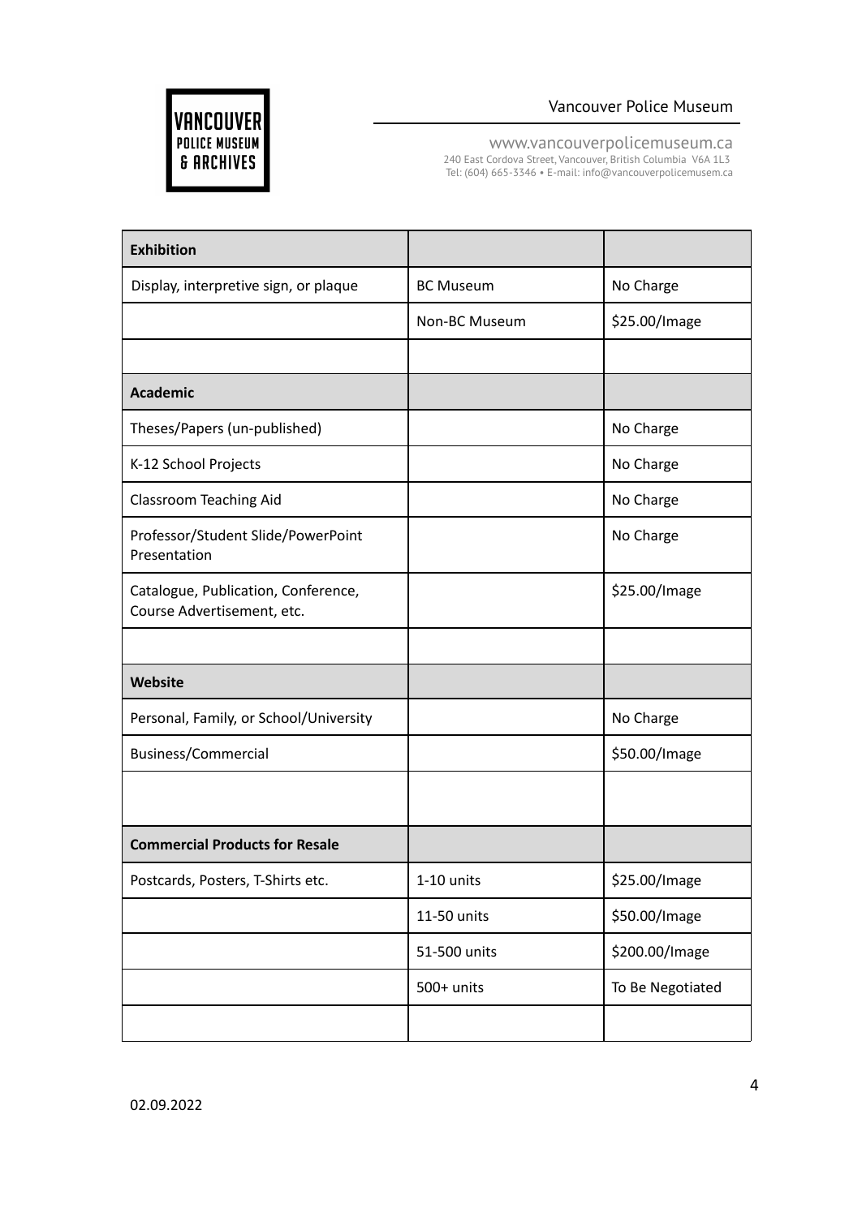| Exhibition | | |
|---|---|---|
| Display, interpretive sign, or plaque | BC Museum | No Charge |
| | Non-BC Museum | $25.00/Image |
| | | |
| **Academic** | | |
| Theses/Papers (un-published) | | No Charge |
| K-12 School Projects | | No Charge |
| Classroom Teaching Aid | | No Charge |
| Professor/Student Slide/PowerPoint Presentation | | No Charge |
| Catalogue, Publication, Conference, Course Advertisement, etc. | | $25.00/Image |
| | | |
| **Website** | | |
| Personal, Family, or School/University | | No Charge |
| Business/Commercial | | $50.00/Image |
| | | |
| **Commercial Products for Resale** | | |
| Postcards, Posters, T-Shirts etc. | 1-10 units | $25.00/Image |
| | 11-50 units | $50.00/Image |
| | 51-500 units | $200.00/Image |
| | 500+ units | To Be Negotiated |
| | | |

02.09.2022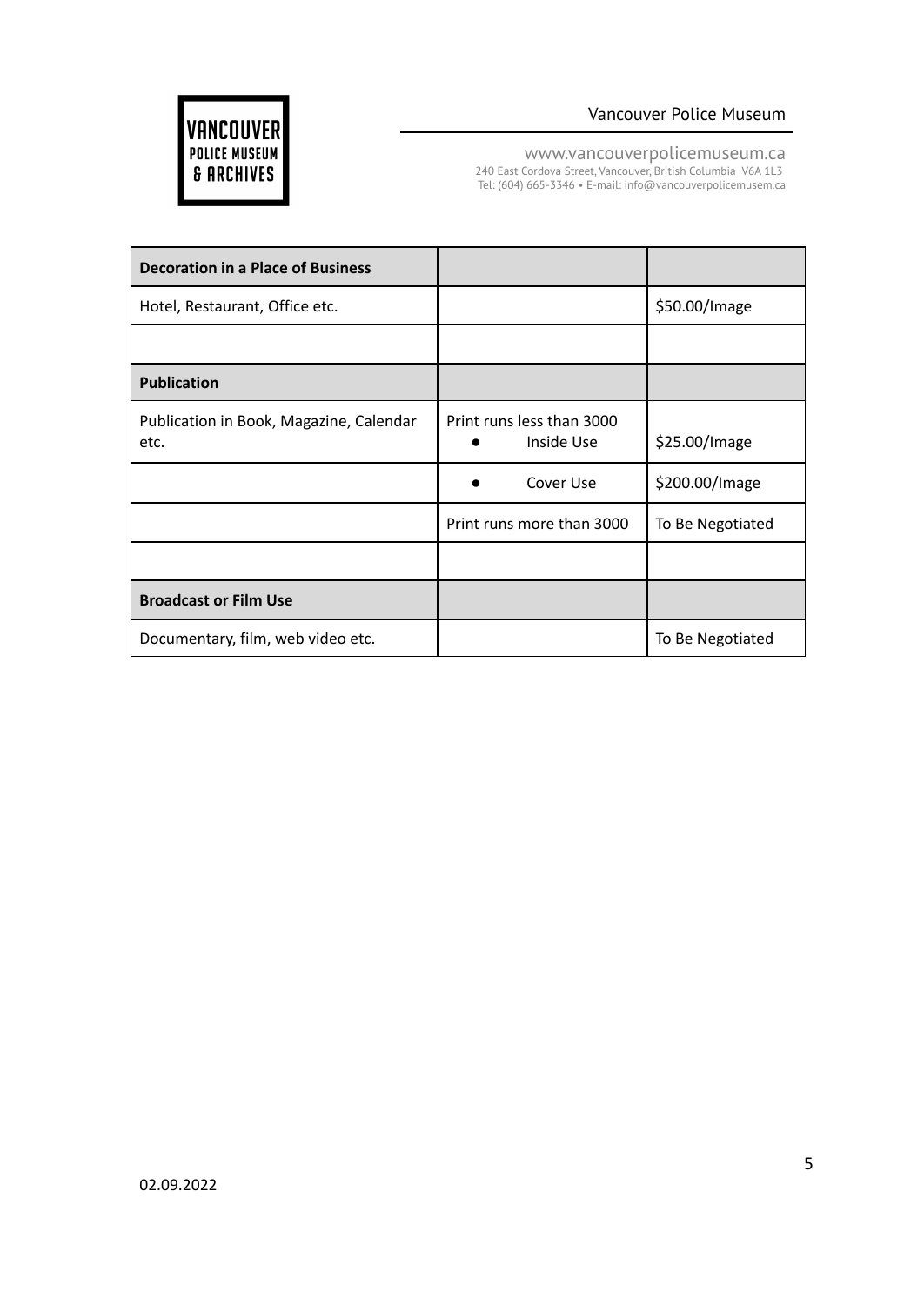| | | |
|---|---|---|
| **Decoration in a Place of Business** | | |
| Hotel, Restaurant, Office etc. | | $50.00/Image |
| | | |
| **Publication** | | |
| Publication in Book, Magazine, Calendar etc. | Print runs less than 3000<br>• Inside Use | $25.00/Image |
| | • Cover Use | $200.00/Image |
| | Print runs more than 3000 | To Be Negotiated |
| | | |
| **Broadcast or Film Use** | | |
| Documentary, film, web video etc. | | To Be Negotiated |